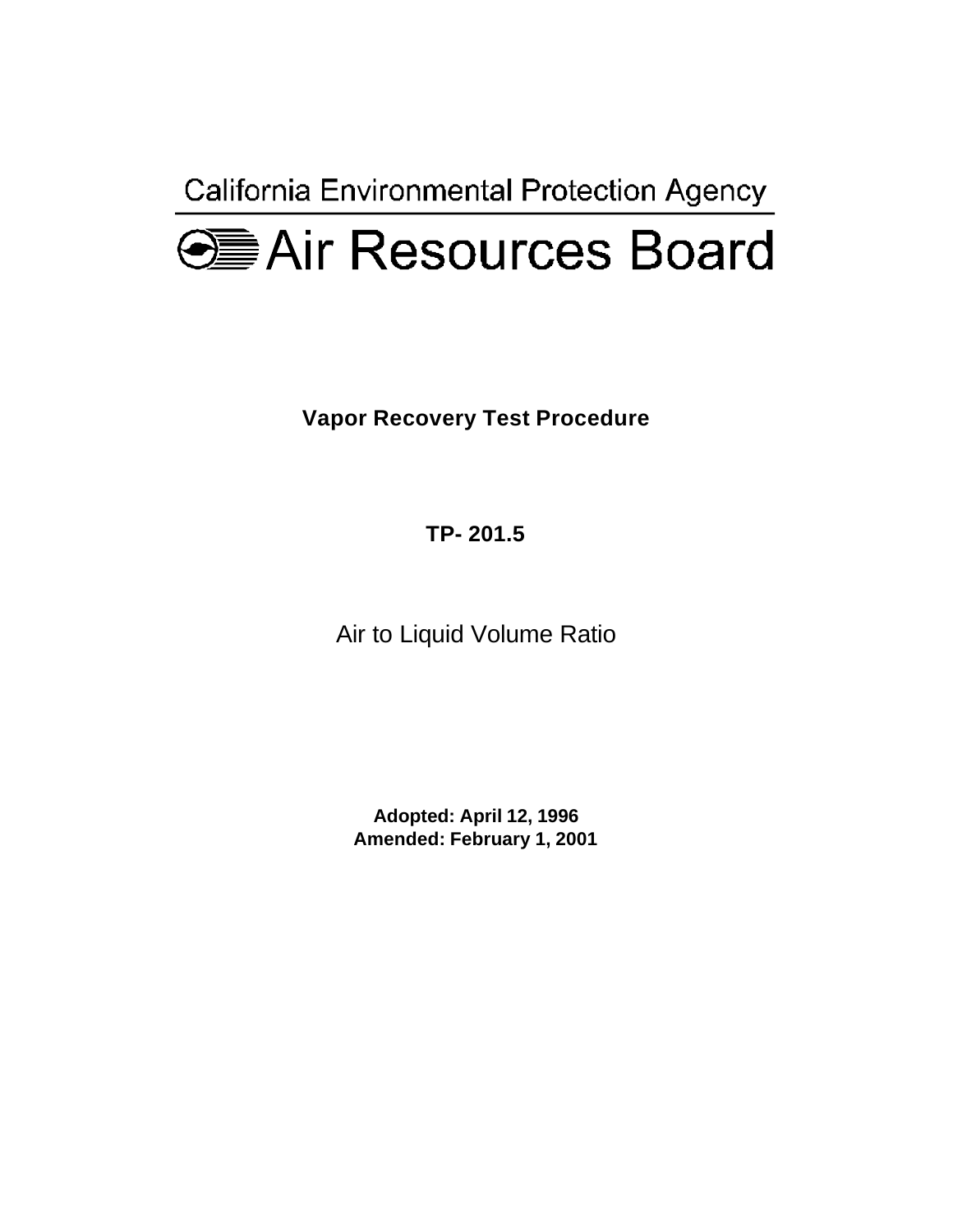California Environmental Protection Agency

# Air Resources Board

**Vapor Recovery Test Procedure**

**TP- 201.5**

Air to Liquid Volume Ratio

**Adopted: April 12, 1996**
**Amended: February 1, 2001**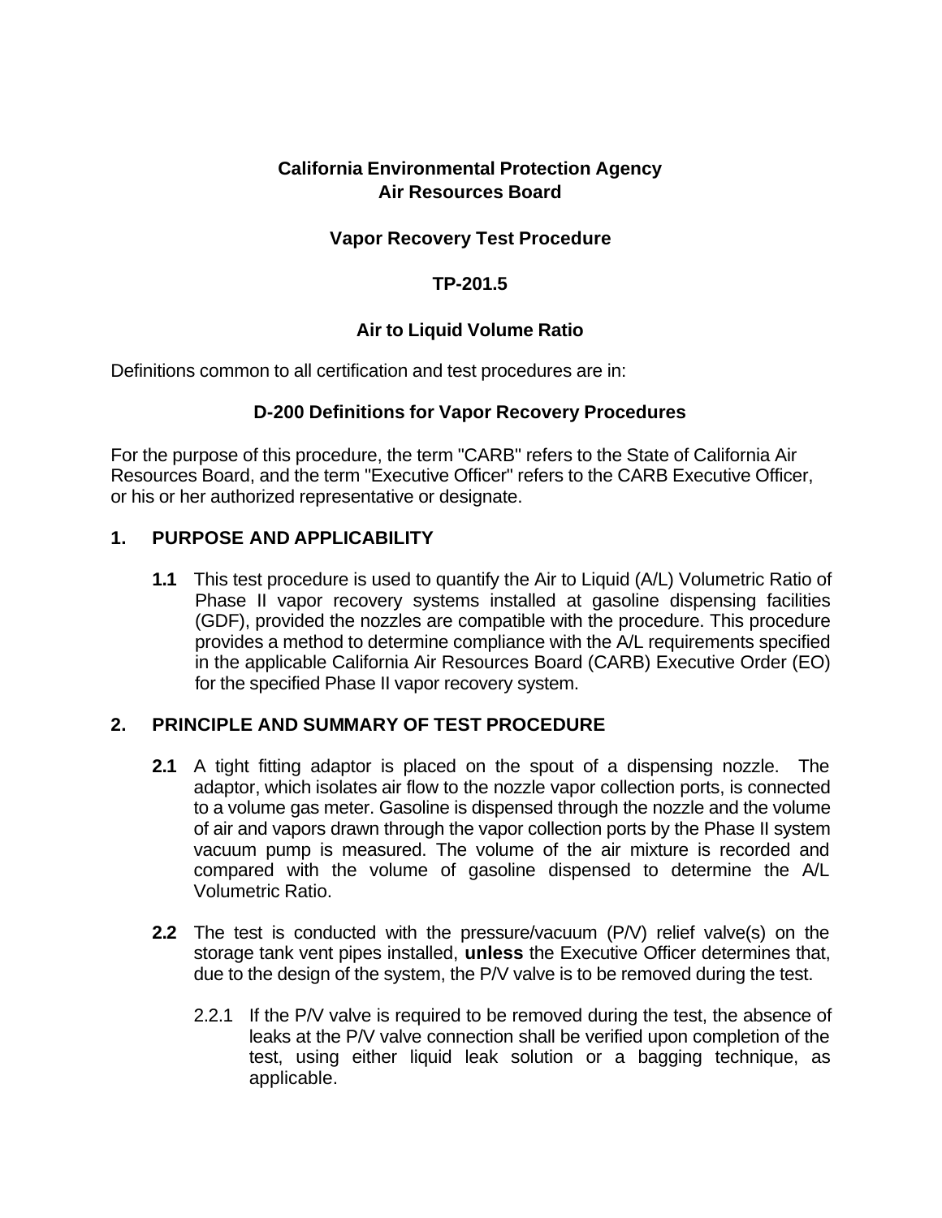**California Environmental Protection Agency**
**Air Resources Board**

**Vapor Recovery Test Procedure**

**TP-201.5**

**Air to Liquid Volume Ratio**

Definitions common to all certification and test procedures are in:

**D-200 Definitions for Vapor Recovery Procedures**

For the purpose of this procedure, the term "CARB" refers to the State of California Air Resources Board, and the term "Executive Officer" refers to the CARB Executive Officer, or his or her authorized representative or designate.

## 1. PURPOSE AND APPLICABILITY

**1.1** This test procedure is used to quantify the Air to Liquid (A/L) Volumetric Ratio of Phase II vapor recovery systems installed at gasoline dispensing facilities (GDF), provided the nozzles are compatible with the procedure. This procedure provides a method to determine compliance with the A/L requirements specified in the applicable California Air Resources Board (CARB) Executive Order (EO) for the specified Phase II vapor recovery system.

## 2. PRINCIPLE AND SUMMARY OF TEST PROCEDURE

**2.1** A tight fitting adaptor is placed on the spout of a dispensing nozzle. The adaptor, which isolates air flow to the nozzle vapor collection ports, is connected to a volume gas meter. Gasoline is dispensed through the nozzle and the volume of air and vapors drawn through the vapor collection ports by the Phase II system vacuum pump is measured. The volume of the air mixture is recorded and compared with the volume of gasoline dispensed to determine the A/L Volumetric Ratio.

**2.2** The test is conducted with the pressure/vacuum (P/V) relief valve(s) on the storage tank vent pipes installed, **unless** the Executive Officer determines that, due to the design of the system, the P/V valve is to be removed during the test.

2.2.1 If the P/V valve is required to be removed during the test, the absence of leaks at the P/V valve connection shall be verified upon completion of the test, using either liquid leak solution or a bagging technique, as applicable.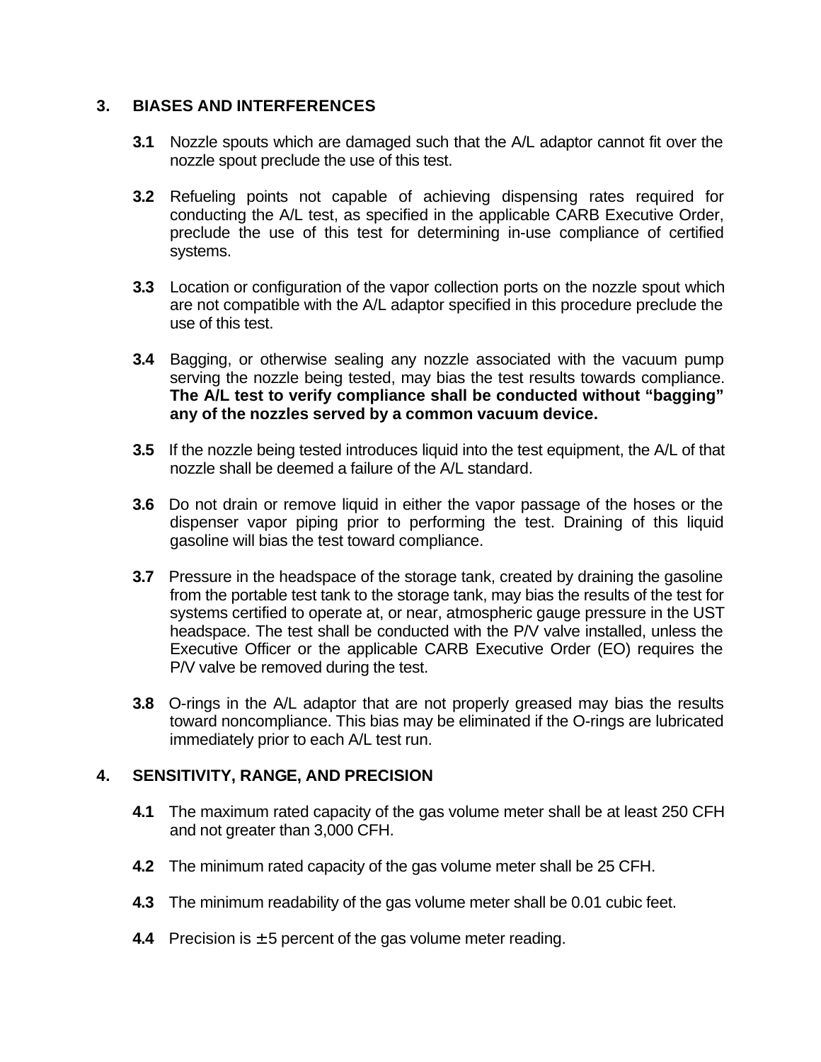## 3. BIASES AND INTERFERENCES

**3.1** Nozzle spouts which are damaged such that the A/L adaptor cannot fit over the nozzle spout preclude the use of this test.

**3.2** Refueling points not capable of achieving dispensing rates required for conducting the A/L test, as specified in the applicable CARB Executive Order, preclude the use of this test for determining in-use compliance of certified systems.

**3.3** Location or configuration of the vapor collection ports on the nozzle spout which are not compatible with the A/L adaptor specified in this procedure preclude the use of this test.

**3.4** Bagging, or otherwise sealing any nozzle associated with the vacuum pump serving the nozzle being tested, may bias the test results towards compliance. **The A/L test to verify compliance shall be conducted without "bagging" any of the nozzles served by a common vacuum device.**

**3.5** If the nozzle being tested introduces liquid into the test equipment, the A/L of that nozzle shall be deemed a failure of the A/L standard.

**3.6** Do not drain or remove liquid in either the vapor passage of the hoses or the dispenser vapor piping prior to performing the test. Draining of this liquid gasoline will bias the test toward compliance.

**3.7** Pressure in the headspace of the storage tank, created by draining the gasoline from the portable test tank to the storage tank, may bias the results of the test for systems certified to operate at, or near, atmospheric gauge pressure in the UST headspace. The test shall be conducted with the P/V valve installed, unless the Executive Officer or the applicable CARB Executive Order (EO) requires the P/V valve be removed during the test.

**3.8** O-rings in the A/L adaptor that are not properly greased may bias the results toward noncompliance. This bias may be eliminated if the O-rings are lubricated immediately prior to each A/L test run.

## 4. SENSITIVITY, RANGE, AND PRECISION

**4.1** The maximum rated capacity of the gas volume meter shall be at least 250 CFH and not greater than 3,000 CFH.

**4.2** The minimum rated capacity of the gas volume meter shall be 25 CFH.

**4.3** The minimum readability of the gas volume meter shall be 0.01 cubic feet.

**4.4** Precision is $\pm$5 percent of the gas volume meter reading.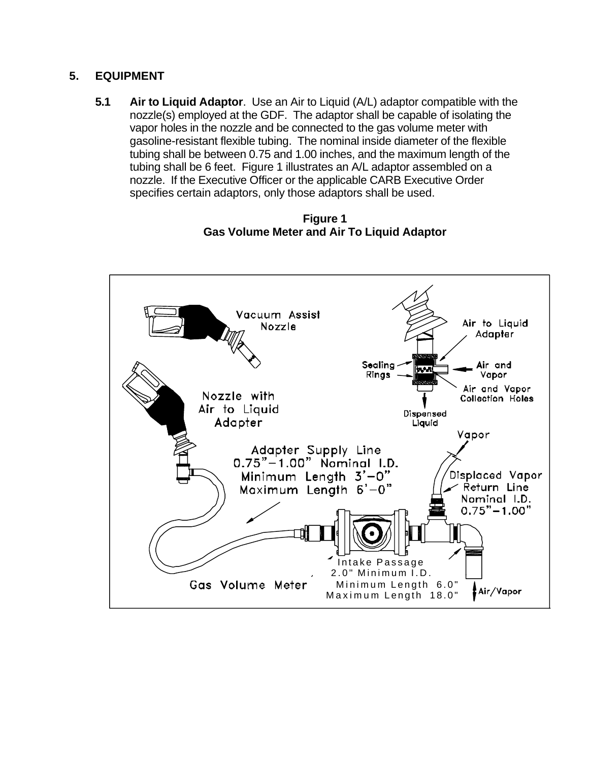## 5. EQUIPMENT

**5.1 Air to Liquid Adaptor**. Use an Air to Liquid (A/L) adaptor compatible with the nozzle(s) employed at the GDF. The adaptor shall be capable of isolating the vapor holes in the nozzle and be connected to the gas volume meter with gasoline-resistant flexible tubing. The nominal inside diameter of the flexible tubing shall be between 0.75 and 1.00 inches, and the maximum length of the tubing shall be 6 feet. Figure 1 illustrates an A/L adaptor assembled on a nozzle. If the Executive Officer or the applicable CARB Executive Order specifies certain adaptors, only those adaptors shall be used.

**Figure 1**
**Gas Volume Meter and Air To Liquid Adaptor**

Vacuum Assist Nozzle

Air to Liquid Adapter

Sealing Rings

Air and Vapor

Air and Vapor Collection Holes

Dispensed Liquid

Nozzle with Air to Liquid Adapter

Vapor

Adapter Supply Line 0.75"–1.00" Nominal I.D. Minimum Length 3'–0" Maximum Length 6'–0"

Displaced Vapor Return Line Nominal I.D. 0.75"–1.00"

Intake Passage 2.0" Minimum I.D. Minimum Length 6.0" Maximum Length 18.0"

Gas Volume Meter

Air/Vapor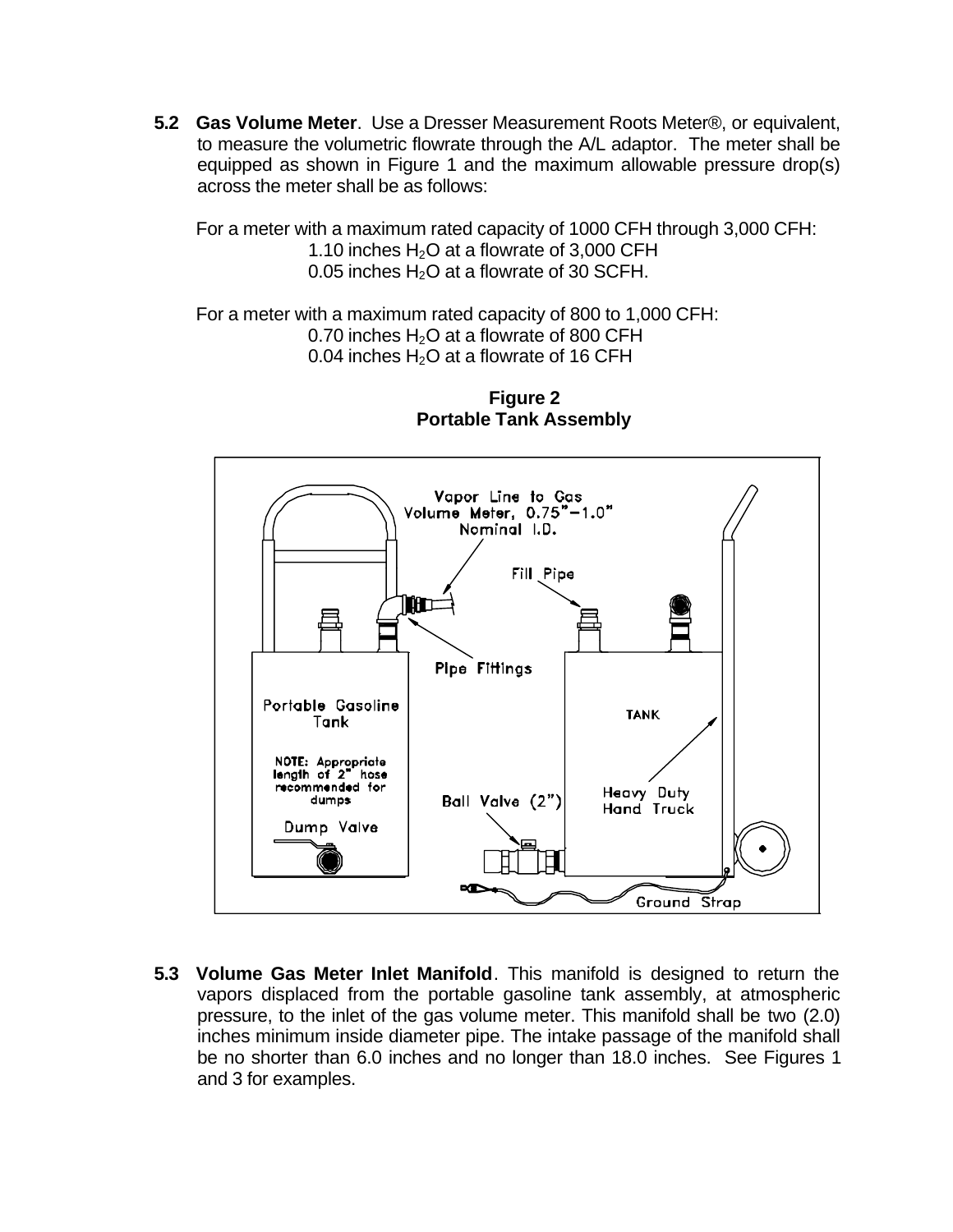**5.2 Gas Volume Meter**. Use a Dresser Measurement Roots Meter®, or equivalent, to measure the volumetric flowrate through the A/L adaptor. The meter shall be equipped as shown in Figure 1 and the maximum allowable pressure drop(s) across the meter shall be as follows:

For a meter with a maximum rated capacity of 1000 CFH through 3,000 CFH:
1.10 inches $H_2O$ at a flowrate of 3,000 CFH
0.05 inches $H_2O$ at a flowrate of 30 SCFH.

For a meter with a maximum rated capacity of 800 to 1,000 CFH:
0.70 inches $H_2O$ at a flowrate of 800 CFH
0.04 inches $H_2O$ at a flowrate of 16 CFH

**Figure 2**
**Portable Tank Assembly**

Vapor Line to Gas Volume Meter, 0.75"–1.0" Nominal I.D.

Fill Pipe

Pipe Fittings

Portable Gasoline Tank

NOTE: Appropriate length of 2" hose recommended for dumps

Dump Valve

Ball Valve (2")

TANK

Heavy Duty Hand Truck

Ground Strap

**5.3 Volume Gas Meter Inlet Manifold**. This manifold is designed to return the vapors displaced from the portable gasoline tank assembly, at atmospheric pressure, to the inlet of the gas volume meter. This manifold shall be two (2.0) inches minimum inside diameter pipe. The intake passage of the manifold shall be no shorter than 6.0 inches and no longer than 18.0 inches. See Figures 1 and 3 for examples.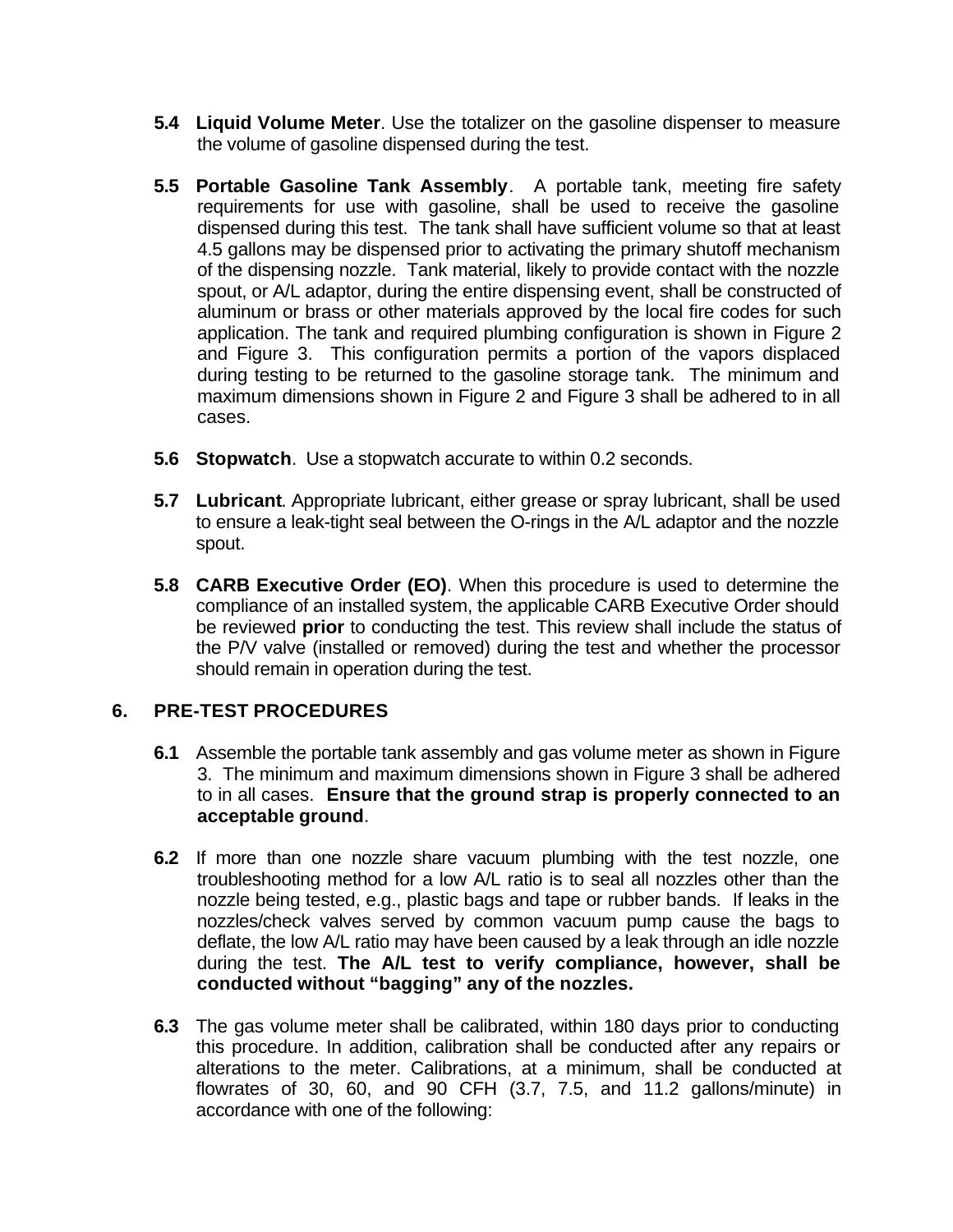**5.4 Liquid Volume Meter**. Use the totalizer on the gasoline dispenser to measure the volume of gasoline dispensed during the test.

**5.5 Portable Gasoline Tank Assembly**. A portable tank, meeting fire safety requirements for use with gasoline, shall be used to receive the gasoline dispensed during this test. The tank shall have sufficient volume so that at least 4.5 gallons may be dispensed prior to activating the primary shutoff mechanism of the dispensing nozzle. Tank material, likely to provide contact with the nozzle spout, or A/L adaptor, during the entire dispensing event, shall be constructed of aluminum or brass or other materials approved by the local fire codes for such application. The tank and required plumbing configuration is shown in Figure 2 and Figure 3. This configuration permits a portion of the vapors displaced during testing to be returned to the gasoline storage tank. The minimum and maximum dimensions shown in Figure 2 and Figure 3 shall be adhered to in all cases.

**5.6 Stopwatch**. Use a stopwatch accurate to within 0.2 seconds.

**5.7 Lubricant**. Appropriate lubricant, either grease or spray lubricant, shall be used to ensure a leak-tight seal between the O-rings in the A/L adaptor and the nozzle spout.

**5.8 CARB Executive Order (EO)**. When this procedure is used to determine the compliance of an installed system, the applicable CARB Executive Order should be reviewed **prior** to conducting the test. This review shall include the status of the P/V valve (installed or removed) during the test and whether the processor should remain in operation during the test.

## 6. PRE-TEST PROCEDURES

**6.1** Assemble the portable tank assembly and gas volume meter as shown in Figure 3. The minimum and maximum dimensions shown in Figure 3 shall be adhered to in all cases. **Ensure that the ground strap is properly connected to an acceptable ground**.

**6.2** If more than one nozzle share vacuum plumbing with the test nozzle, one troubleshooting method for a low A/L ratio is to seal all nozzles other than the nozzle being tested, e.g., plastic bags and tape or rubber bands. If leaks in the nozzles/check valves served by common vacuum pump cause the bags to deflate, the low A/L ratio may have been caused by a leak through an idle nozzle during the test. **The A/L test to verify compliance, however, shall be conducted without "bagging" any of the nozzles.**

**6.3** The gas volume meter shall be calibrated, within 180 days prior to conducting this procedure. In addition, calibration shall be conducted after any repairs or alterations to the meter. Calibrations, at a minimum, shall be conducted at flowrates of 30, 60, and 90 CFH (3.7, 7.5, and 11.2 gallons/minute) in accordance with one of the following: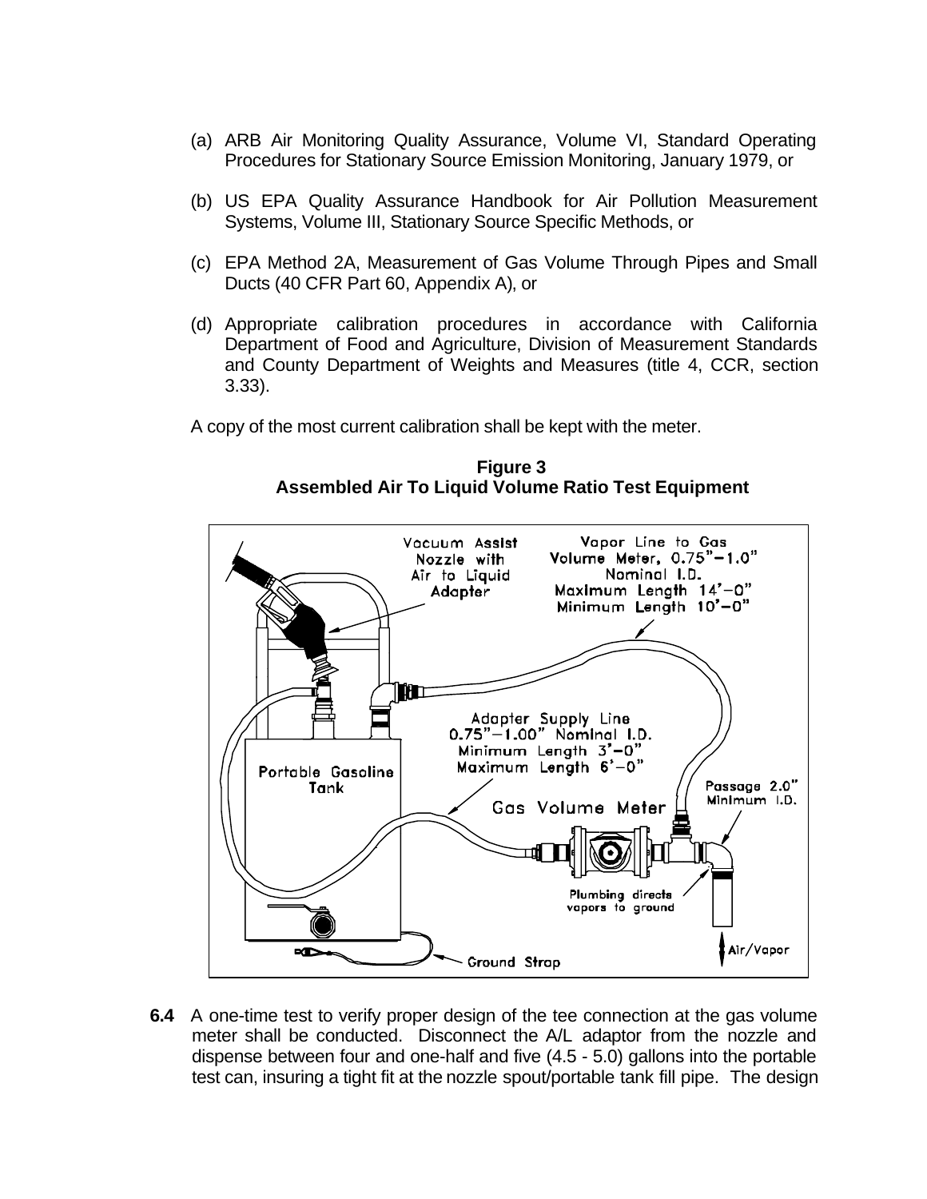(a) ARB Air Monitoring Quality Assurance, Volume VI, Standard Operating Procedures for Stationary Source Emission Monitoring, January 1979, or

(b) US EPA Quality Assurance Handbook for Air Pollution Measurement Systems, Volume III, Stationary Source Specific Methods, or

(c) EPA Method 2A, Measurement of Gas Volume Through Pipes and Small Ducts (40 CFR Part 60, Appendix A), or

(d) Appropriate calibration procedures in accordance with California Department of Food and Agriculture, Division of Measurement Standards and County Department of Weights and Measures (title 4, CCR, section 3.33).

A copy of the most current calibration shall be kept with the meter.

**Figure 3**
**Assembled Air To Liquid Volume Ratio Test Equipment**

Vacuum Assist Nozzle with Air to Liquid Adapter

Vapor Line to Gas Volume Meter, 0.75"–1.0" Nominal I.D. Maximum Length 14'–0" Minimum Length 10'–0"

Adapter Supply Line 0.75"–1.00" Nominal I.D. Minimum Length 3'–0" Maximum Length 6'–0"

Portable Gasoline Tank

Gas Volume Meter

Passage 2.0" Minimum I.D.

Plumbing directs vapors to ground

Air/Vapor

Ground Strap

**6.4** A one-time test to verify proper design of the tee connection at the gas volume meter shall be conducted. Disconnect the A/L adaptor from the nozzle and dispense between four and one-half and five (4.5 - 5.0) gallons into the portable test can, insuring a tight fit at the nozzle spout/portable tank fill pipe. The design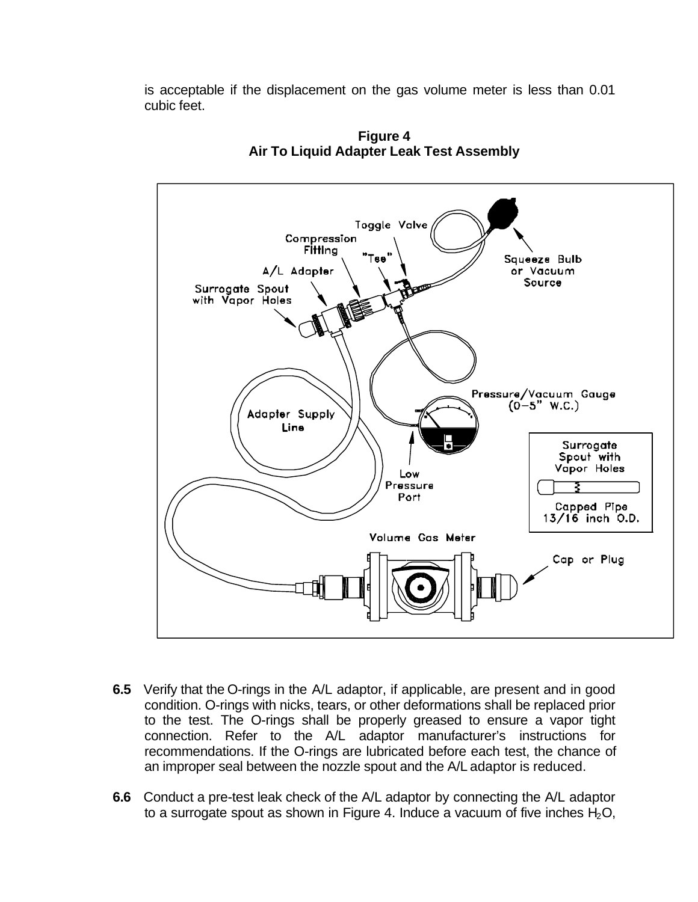is acceptable if the displacement on the gas volume meter is less than 0.01 cubic feet.

**Figure 4**
**Air To Liquid Adapter Leak Test Assembly**

**6.5** Verify that the O-rings in the A/L adaptor, if applicable, are present and in good condition. O-rings with nicks, tears, or other deformations shall be replaced prior to the test. The O-rings shall be properly greased to ensure a vapor tight connection. Refer to the A/L adaptor manufacturer's instructions for recommendations. If the O-rings are lubricated before each test, the chance of an improper seal between the nozzle spout and the A/L adaptor is reduced.

**6.6** Conduct a pre-test leak check of the A/L adaptor by connecting the A/L adaptor to a surrogate spout as shown in Figure 4. Induce a vacuum of five inches $H_2O$,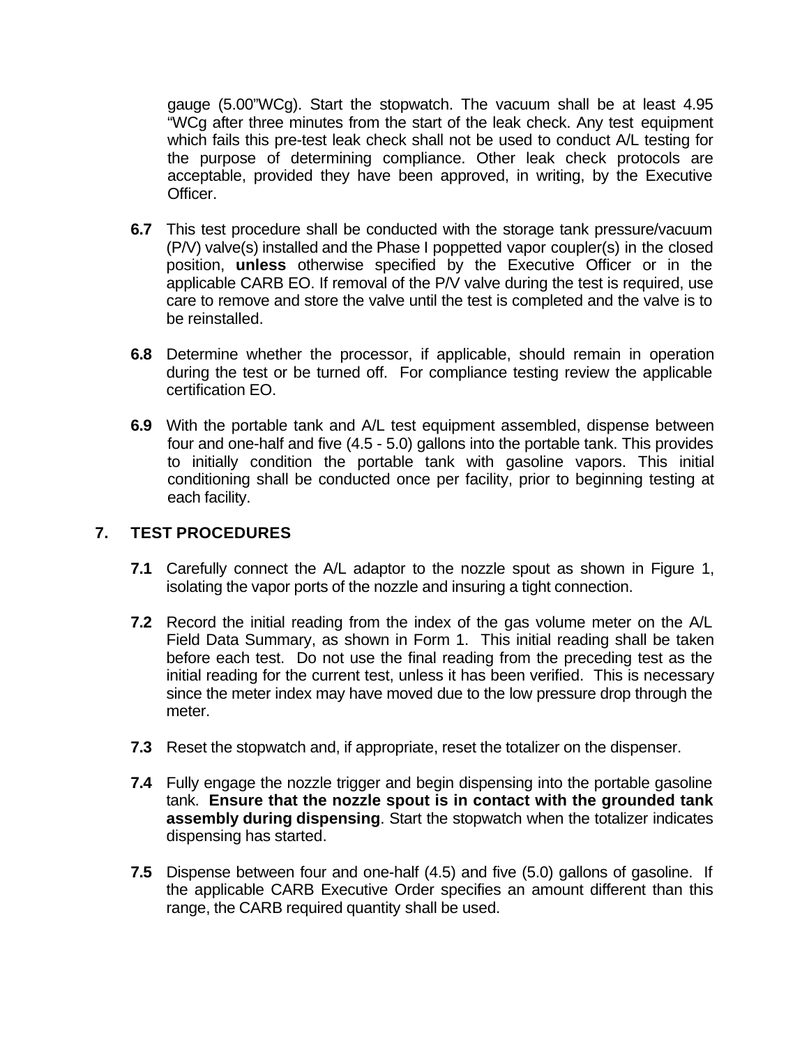gauge (5.00"WCg). Start the stopwatch. The vacuum shall be at least 4.95 "WCg after three minutes from the start of the leak check. Any test equipment which fails this pre-test leak check shall not be used to conduct A/L testing for the purpose of determining compliance. Other leak check protocols are acceptable, provided they have been approved, in writing, by the Executive Officer.

**6.7** This test procedure shall be conducted with the storage tank pressure/vacuum (P/V) valve(s) installed and the Phase I poppetted vapor coupler(s) in the closed position, **unless** otherwise specified by the Executive Officer or in the applicable CARB EO. If removal of the P/V valve during the test is required, use care to remove and store the valve until the test is completed and the valve is to be reinstalled.

**6.8** Determine whether the processor, if applicable, should remain in operation during the test or be turned off. For compliance testing review the applicable certification EO.

**6.9** With the portable tank and A/L test equipment assembled, dispense between four and one-half and five (4.5 - 5.0) gallons into the portable tank. This provides to initially condition the portable tank with gasoline vapors. This initial conditioning shall be conducted once per facility, prior to beginning testing at each facility.

## 7. TEST PROCEDURES

**7.1** Carefully connect the A/L adaptor to the nozzle spout as shown in Figure 1, isolating the vapor ports of the nozzle and insuring a tight connection.

**7.2** Record the initial reading from the index of the gas volume meter on the A/L Field Data Summary, as shown in Form 1. This initial reading shall be taken before each test. Do not use the final reading from the preceding test as the initial reading for the current test, unless it has been verified. This is necessary since the meter index may have moved due to the low pressure drop through the meter.

**7.3** Reset the stopwatch and, if appropriate, reset the totalizer on the dispenser.

**7.4** Fully engage the nozzle trigger and begin dispensing into the portable gasoline tank. **Ensure that the nozzle spout is in contact with the grounded tank assembly during dispensing**. Start the stopwatch when the totalizer indicates dispensing has started.

**7.5** Dispense between four and one-half (4.5) and five (5.0) gallons of gasoline. If the applicable CARB Executive Order specifies an amount different than this range, the CARB required quantity shall be used.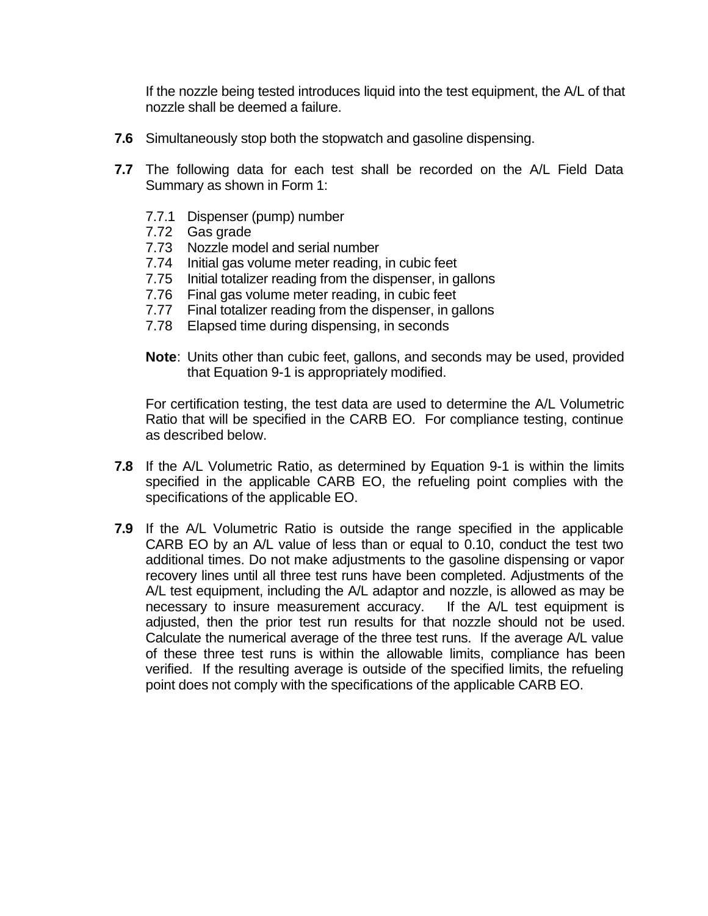If the nozzle being tested introduces liquid into the test equipment, the A/L of that nozzle shall be deemed a failure.

**7.6** Simultaneously stop both the stopwatch and gasoline dispensing.

**7.7** The following data for each test shall be recorded on the A/L Field Data Summary as shown in Form 1:

7.7.1 Dispenser (pump) number
7.72 Gas grade
7.73 Nozzle model and serial number
7.74 Initial gas volume meter reading, in cubic feet
7.75 Initial totalizer reading from the dispenser, in gallons
7.76 Final gas volume meter reading, in cubic feet
7.77 Final totalizer reading from the dispenser, in gallons
7.78 Elapsed time during dispensing, in seconds

**Note**: Units other than cubic feet, gallons, and seconds may be used, provided that Equation 9-1 is appropriately modified.

For certification testing, the test data are used to determine the A/L Volumetric Ratio that will be specified in the CARB EO. For compliance testing, continue as described below.

**7.8** If the A/L Volumetric Ratio, as determined by Equation 9-1 is within the limits specified in the applicable CARB EO, the refueling point complies with the specifications of the applicable EO.

**7.9** If the A/L Volumetric Ratio is outside the range specified in the applicable CARB EO by an A/L value of less than or equal to 0.10, conduct the test two additional times. Do not make adjustments to the gasoline dispensing or vapor recovery lines until all three test runs have been completed. Adjustments of the A/L test equipment, including the A/L adaptor and nozzle, is allowed as may be necessary to insure measurement accuracy. If the A/L test equipment is adjusted, then the prior test run results for that nozzle should not be used. Calculate the numerical average of the three test runs. If the average A/L value of these three test runs is within the allowable limits, compliance has been verified. If the resulting average is outside of the specified limits, the refueling point does not comply with the specifications of the applicable CARB EO.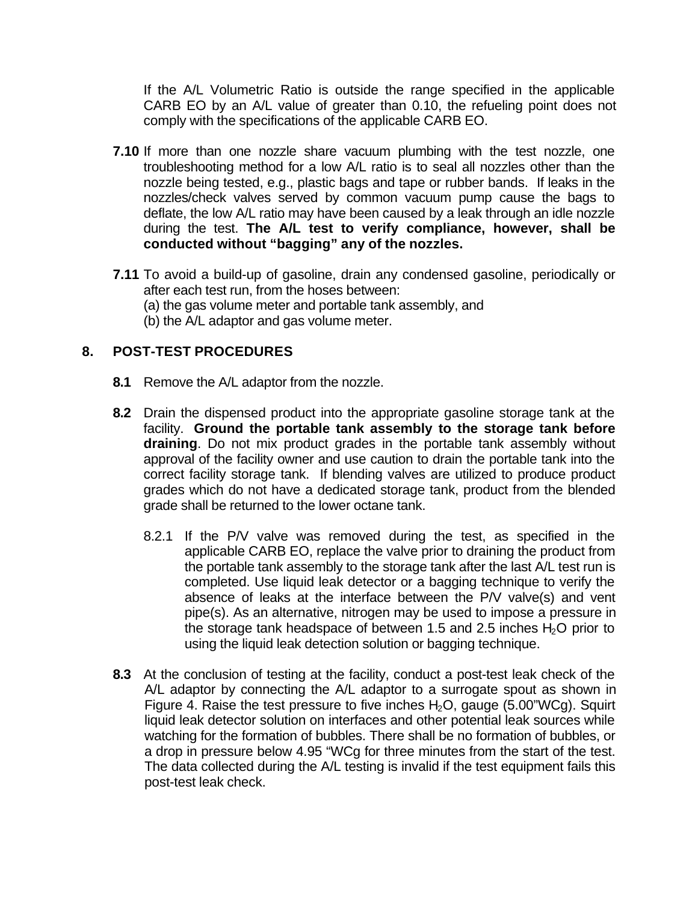If the A/L Volumetric Ratio is outside the range specified in the applicable CARB EO by an A/L value of greater than 0.10, the refueling point does not comply with the specifications of the applicable CARB EO.

**7.10** If more than one nozzle share vacuum plumbing with the test nozzle, one troubleshooting method for a low A/L ratio is to seal all nozzles other than the nozzle being tested, e.g., plastic bags and tape or rubber bands. If leaks in the nozzles/check valves served by common vacuum pump cause the bags to deflate, the low A/L ratio may have been caused by a leak through an idle nozzle during the test. **The A/L test to verify compliance, however, shall be conducted without "bagging" any of the nozzles.**

**7.11** To avoid a build-up of gasoline, drain any condensed gasoline, periodically or after each test run, from the hoses between:
(a) the gas volume meter and portable tank assembly, and
(b) the A/L adaptor and gas volume meter.

## 8. POST-TEST PROCEDURES

**8.1** Remove the A/L adaptor from the nozzle.

**8.2** Drain the dispensed product into the appropriate gasoline storage tank at the facility. **Ground the portable tank assembly to the storage tank before draining**. Do not mix product grades in the portable tank assembly without approval of the facility owner and use caution to drain the portable tank into the correct facility storage tank. If blending valves are utilized to produce product grades which do not have a dedicated storage tank, product from the blended grade shall be returned to the lower octane tank.

8.2.1 If the P/V valve was removed during the test, as specified in the applicable CARB EO, replace the valve prior to draining the product from the portable tank assembly to the storage tank after the last A/L test run is completed. Use liquid leak detector or a bagging technique to verify the absence of leaks at the interface between the P/V valve(s) and vent pipe(s). As an alternative, nitrogen may be used to impose a pressure in the storage tank headspace of between 1.5 and 2.5 inches $H_2O$ prior to using the liquid leak detection solution or bagging technique.

**8.3** At the conclusion of testing at the facility, conduct a post-test leak check of the A/L adaptor by connecting the A/L adaptor to a surrogate spout as shown in Figure 4. Raise the test pressure to five inches $H_2O$, gauge (5.00"WCg). Squirt liquid leak detector solution on interfaces and other potential leak sources while watching for the formation of bubbles. There shall be no formation of bubbles, or a drop in pressure below 4.95 "WCg for three minutes from the start of the test. The data collected during the A/L testing is invalid if the test equipment fails this post-test leak check.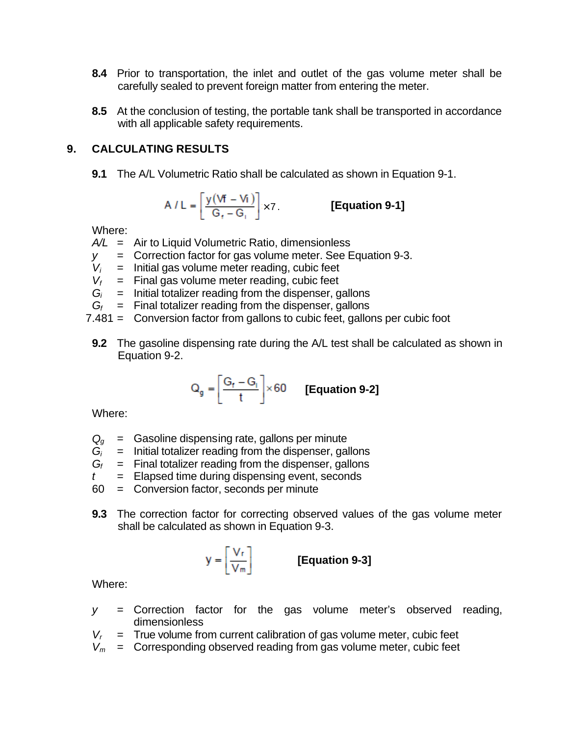**8.4** Prior to transportation, the inlet and outlet of the gas volume meter shall be carefully sealed to prevent foreign matter from entering the meter.

**8.5** At the conclusion of testing, the portable tank shall be transported in accordance with all applicable safety requirements.

## 9. CALCULATING RESULTS

**9.1** The A/L Volumetric Ratio shall be calculated as shown in Equation 9-1.

$$A/L = \left[\frac{y(Vf - Vi)}{G_f - G_i}\right] \times 7. \qquad \textbf{[Equation 9-1]}$$

Where:

- $A/L$ = Air to Liquid Volumetric Ratio, dimensionless
- $y$ = Correction factor for gas volume meter. See Equation 9-3.
- $V_i$ = Initial gas volume meter reading, cubic feet
- $V_f$ = Final gas volume meter reading, cubic feet
- $G_i$ = Initial totalizer reading from the dispenser, gallons
- $G_f$ = Final totalizer reading from the dispenser, gallons
- 7.481 = Conversion factor from gallons to cubic feet, gallons per cubic foot

**9.2** The gasoline dispensing rate during the A/L test shall be calculated as shown in Equation 9-2.

$$Q_g = \left[\frac{G_f - G_i}{t}\right] \times 60 \qquad \textbf{[Equation 9-2]}$$

Where:

- $Q_g$ = Gasoline dispensing rate, gallons per minute
- $G_i$ = Initial totalizer reading from the dispenser, gallons
- $G_f$ = Final totalizer reading from the dispenser, gallons
- $t$ = Elapsed time during dispensing event, seconds
- 60 = Conversion factor, seconds per minute

**9.3** The correction factor for correcting observed values of the gas volume meter shall be calculated as shown in Equation 9-3.

$$y = \left[\frac{V_r}{V_m}\right] \qquad \textbf{[Equation 9-3]}$$

Where:

- $y$ = Correction factor for the gas volume meter's observed reading, dimensionless
- $V_r$ = True volume from current calibration of gas volume meter, cubic feet
- $V_m$ = Corresponding observed reading from gas volume meter, cubic feet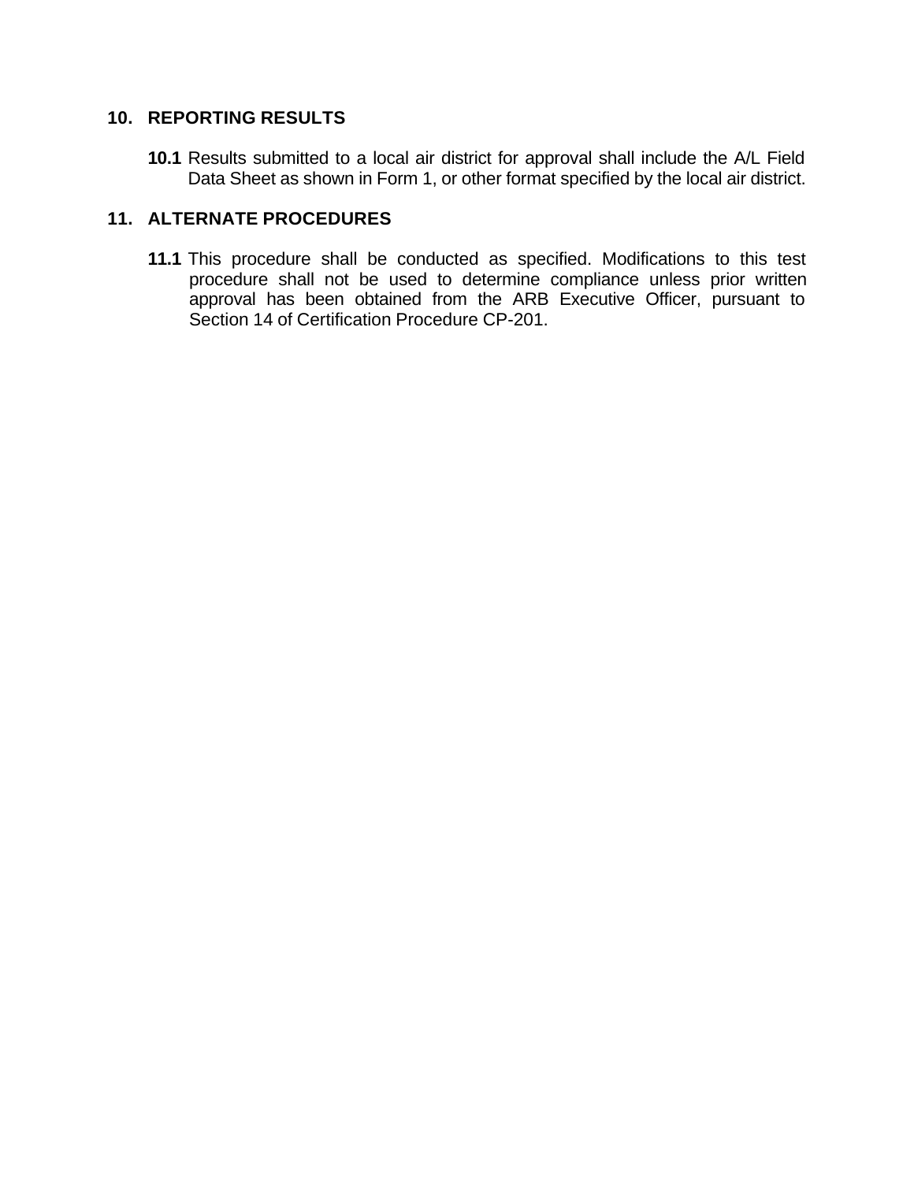## 10. REPORTING RESULTS

**10.1** Results submitted to a local air district for approval shall include the A/L Field Data Sheet as shown in Form 1, or other format specified by the local air district.

## 11. ALTERNATE PROCEDURES

**11.1** This procedure shall be conducted as specified. Modifications to this test procedure shall not be used to determine compliance unless prior written approval has been obtained from the ARB Executive Officer, pursuant to Section 14 of Certification Procedure CP-201.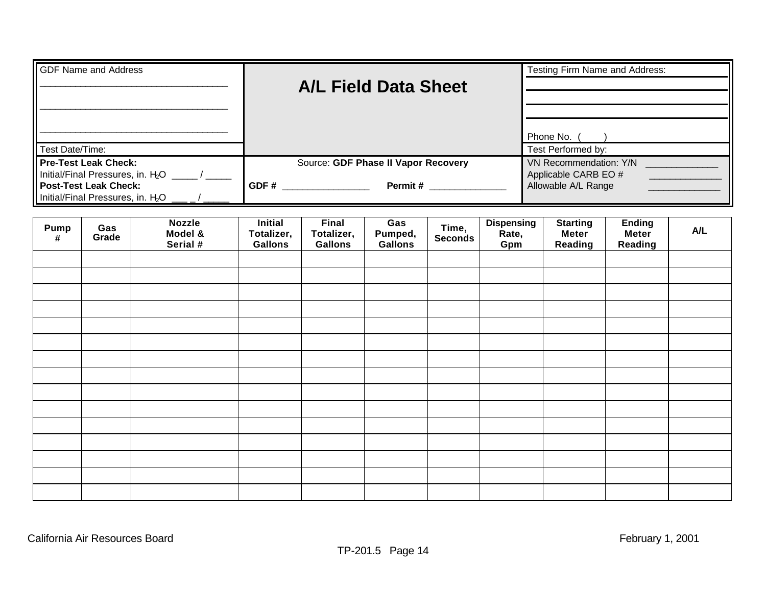| GDF Name and Address<br>___________________________________<br>___________________________________<br>___________________________________ | **A/L Field Data Sheet** | Testing Firm Name and Address:<br>___________________________________<br>___________________________________<br>___________________________________<br>Phone No. (     ) |
|---|---|---|
| Test Date/Time: | | Test Performed by: |
| **Pre-Test Leak Check:**<br>Initial/Final Pressures, in. $H_2O$ _____ / _____<br>**Post-Test Leak Check:**<br>Initial/Final Pressures, in. $H_2O$ ___ _ / _____ | Source: **GDF Phase II Vapor Recovery**<br><br>**GDF #** ________________ **Permit #** ______________ | VN Recommendation: Y/N _____________<br>Applicable CARB EO # _____________<br>Allowable A/L Range _____________ |

| Pump # | Gas Grade | Nozzle Model & Serial # | Initial Totalizer, Gallons | Final Totalizer, Gallons | Gas Pumped, Gallons | Time, Seconds | Dispensing Rate, Gpm | Starting Meter Reading | Ending Meter Reading | A/L |
|---|---|---|---|---|---|---|---|---|---|---|
| | | | | | | | | | | |
| | | | | | | | | | | |
| | | | | | | | | | | |
| | | | | | | | | | | |
| | | | | | | | | | | |
| | | | | | | | | | | |
| | | | | | | | | | | |
| | | | | | | | | | | |
| | | | | | | | | | | |
| | | | | | | | | | | |
| | | | | | | | | | | |
| | | | | | | | | | | |
| | | | | | | | | | | |
| | | | | | | | | | | |
| | | | | | | | | | | |